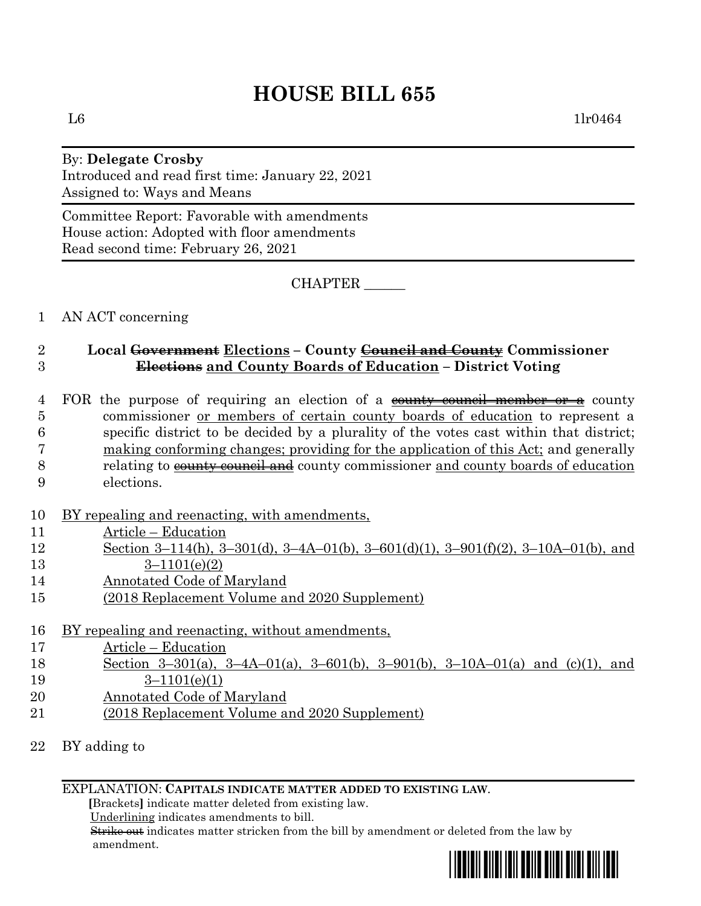# HOUSE BILL 655

L6 1lr0464

By: **Delegate Crosby**
Introduced and read first time: January 22, 2021
Assigned to: Ways and Means

Committee Report: Favorable with amendments
House action: Adopted with floor amendments
Read second time: February 26, 2021

CHAPTER ______

1 AN ACT concerning

2 **Local ~~Government~~ <u>Elections</u> – County ~~Council and County~~ Commissioner**
3 **~~Elections~~ <u>and County Boards of Education</u> – District Voting**

4 FOR the purpose of requiring an election of a ~~county council member or a~~ county
5 commissioner <u>or members of certain county boards of education</u> to represent a
6 specific district to be decided by a plurality of the votes cast within that district;
7 <u>making conforming changes; providing for the application of this Act;</u> and generally
8 relating to ~~county council and~~ county commissioner <u>and county boards of education</u>
9 elections.

10 <u>BY repealing and reenacting, with amendments,</u>
11 <u>Article – Education</u>
12 <u>Section 3–114(h), 3–301(d), 3–4A–01(b), 3–601(d)(1), 3–901(f)(2), 3–10A–01(b), and</u>
13 <u>3–1101(e)(2)</u>
14 <u>Annotated Code of Maryland</u>
15 <u>(2018 Replacement Volume and 2020 Supplement)</u>

16 <u>BY repealing and reenacting, without amendments,</u>
17 <u>Article – Education</u>
18 <u>Section 3–301(a), 3–4A–01(a), 3–601(b), 3–901(b), 3–10A–01(a) and (c)(1), and</u>
19 <u>3–1101(e)(1)</u>
20 <u>Annotated Code of Maryland</u>
21 <u>(2018 Replacement Volume and 2020 Supplement)</u>

22 BY adding to

EXPLANATION: **CAPITALS INDICATE MATTER ADDED TO EXISTING LAW.**
**[**Brackets**]** indicate matter deleted from existing law.
<u>Underlining</u> indicates amendments to bill.
~~Strike out~~ indicates matter stricken from the bill by amendment or deleted from the law by amendment.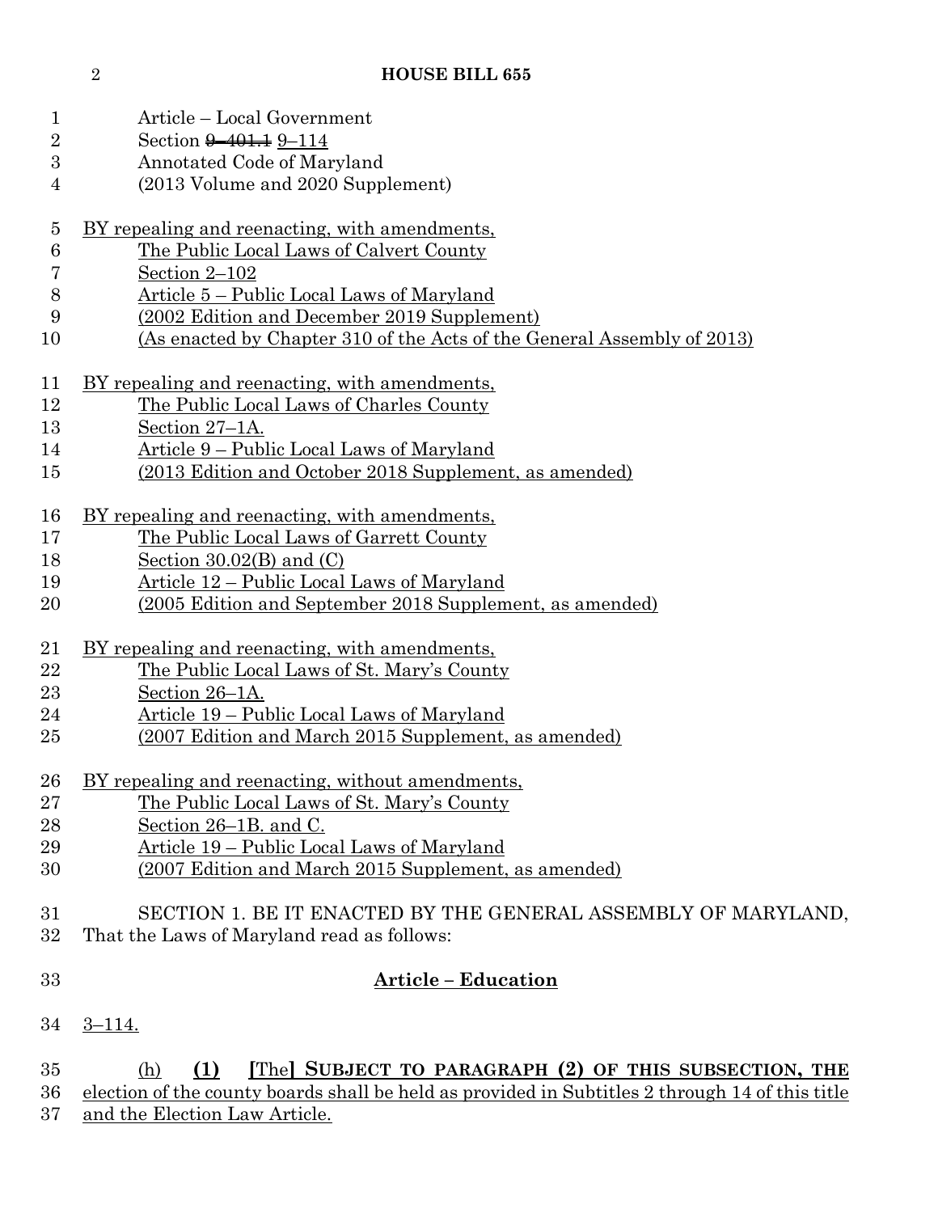Article – Local Government
Section ~~9–401.1~~ 9–114
Annotated Code of Maryland
(2013 Volume and 2020 Supplement)

BY repealing and reenacting, with amendments,
The Public Local Laws of Calvert County
Section 2–102
Article 5 – Public Local Laws of Maryland
(2002 Edition and December 2019 Supplement)
(As enacted by Chapter 310 of the Acts of the General Assembly of 2013)

BY repealing and reenacting, with amendments,
The Public Local Laws of Charles County
Section 27–1A.
Article 9 – Public Local Laws of Maryland
(2013 Edition and October 2018 Supplement, as amended)

BY repealing and reenacting, with amendments,
The Public Local Laws of Garrett County
Section 30.02(B) and (C)
Article 12 – Public Local Laws of Maryland
(2005 Edition and September 2018 Supplement, as amended)

BY repealing and reenacting, with amendments,
The Public Local Laws of St. Mary's County
Section 26–1A.
Article 19 – Public Local Laws of Maryland
(2007 Edition and March 2015 Supplement, as amended)

BY repealing and reenacting, without amendments,
The Public Local Laws of St. Mary's County
Section 26–1B. and C.
Article 19 – Public Local Laws of Maryland
(2007 Edition and March 2015 Supplement, as amended)

SECTION 1. BE IT ENACTED BY THE GENERAL ASSEMBLY OF MARYLAND, That the Laws of Maryland read as follows:

**Article – Education**

3–114.

(h) **(1)** [The] **SUBJECT TO PARAGRAPH (2) OF THIS SUBSECTION, THE** election of the county boards shall be held as provided in Subtitles 2 through 14 of this title and the Election Law Article.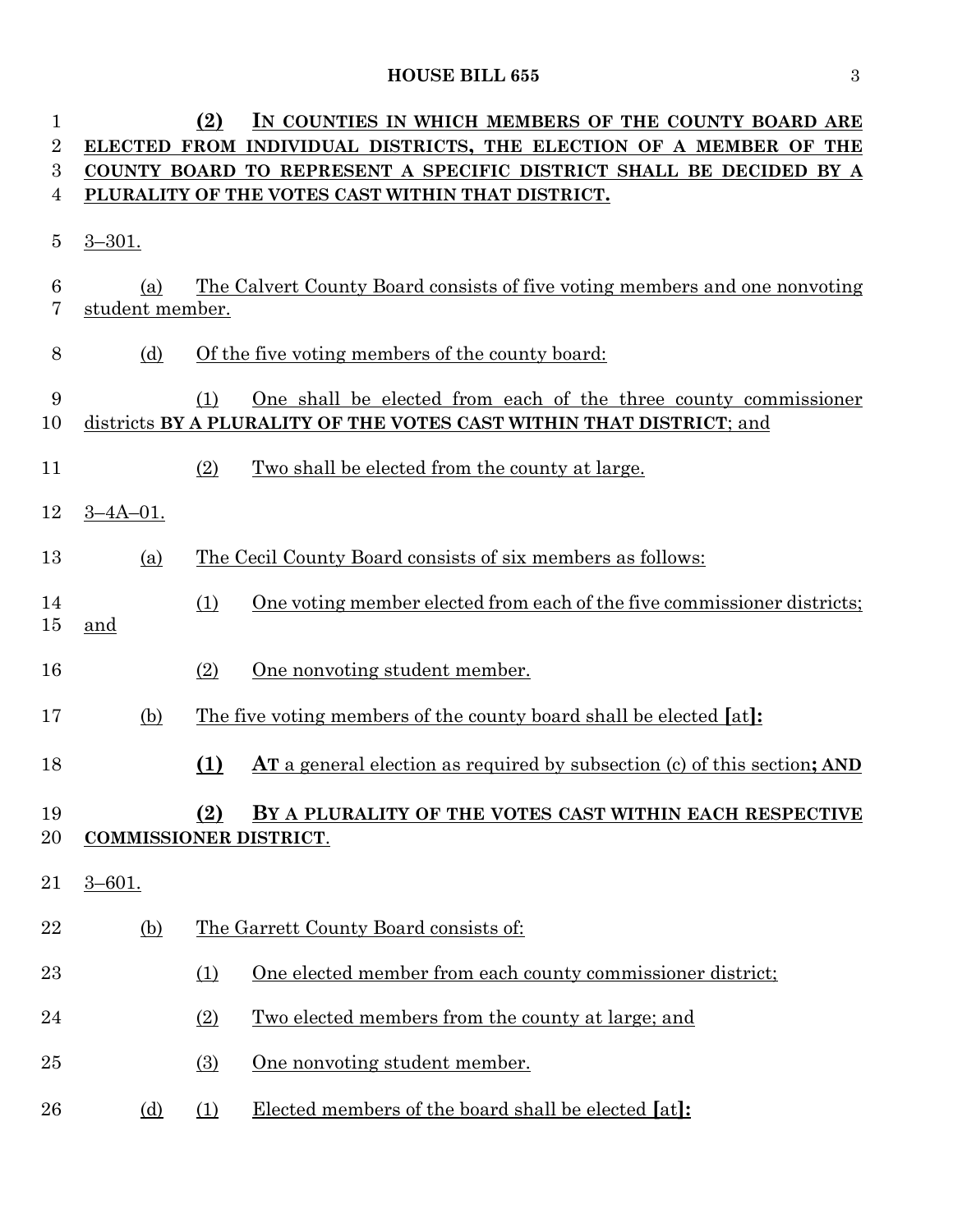**(2) IN COUNTIES IN WHICH MEMBERS OF THE COUNTY BOARD ARE ELECTED FROM INDIVIDUAL DISTRICTS, THE ELECTION OF A MEMBER OF THE COUNTY BOARD TO REPRESENT A SPECIFIC DISTRICT SHALL BE DECIDED BY A PLURALITY OF THE VOTES CAST WITHIN THAT DISTRICT.**

3–301.

(a) The Calvert County Board consists of five voting members and one nonvoting student member.

(d) Of the five voting members of the county board:

(1) One shall be elected from each of the three county commissioner districts **BY A PLURALITY OF THE VOTES CAST WITHIN THAT DISTRICT**; and

(2) Two shall be elected from the county at large.

3–4A–01.

(a) The Cecil County Board consists of six members as follows:

(1) One voting member elected from each of the five commissioner districts; and

(2) One nonvoting student member.

(b) The five voting members of the county board shall be elected **[**at**]:**

**(1) AT** a general election as required by subsection (c) of this section**; AND**

**(2) BY A PLURALITY OF THE VOTES CAST WITHIN EACH RESPECTIVE COMMISSIONER DISTRICT**.

3–601.

(b) The Garrett County Board consists of:

(1) One elected member from each county commissioner district;

(2) Two elected members from the county at large; and

(3) One nonvoting student member.

(d) (1) Elected members of the board shall be elected **[**at**]:**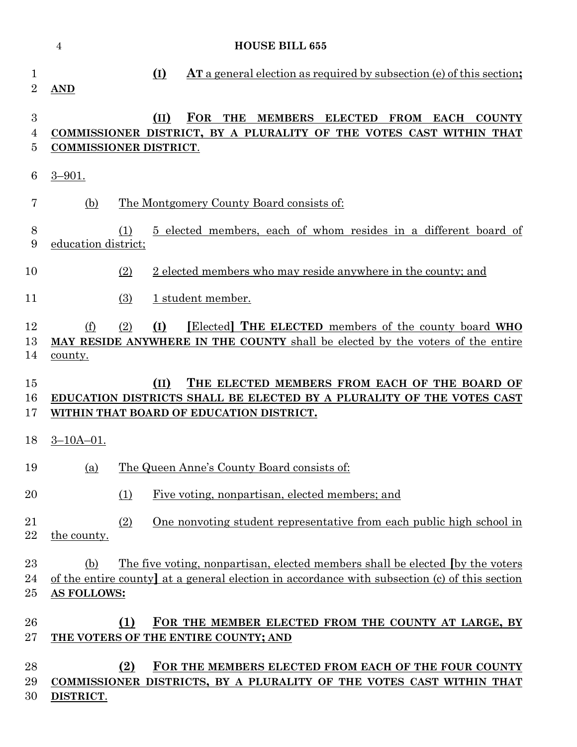(I) **AT** a general election as required by subsection (e) of this section**; AND**

(II) **FOR THE MEMBERS ELECTED FROM EACH COUNTY COMMISSIONER DISTRICT, BY A PLURALITY OF THE VOTES CAST WITHIN THAT COMMISSIONER DISTRICT**.

3–901.

(b) The Montgomery County Board consists of:

(1) 5 elected members, each of whom resides in a different board of education district;

(2) 2 elected members who may reside anywhere in the county; and

(3) 1 student member.

(f) (2) **(I)** [Elected] **THE ELECTED** members of the county board **WHO MAY RESIDE ANYWHERE IN THE COUNTY** shall be elected by the voters of the entire county.

**(II) THE ELECTED MEMBERS FROM EACH OF THE BOARD OF EDUCATION DISTRICTS SHALL BE ELECTED BY A PLURALITY OF THE VOTES CAST WITHIN THAT BOARD OF EDUCATION DISTRICT.**

3–10A–01.

(a) The Queen Anne's County Board consists of:

(1) Five voting, nonpartisan, elected members; and

(2) One nonvoting student representative from each public high school in the county.

(b) The five voting, nonpartisan, elected members shall be elected [by the voters of the entire county] at a general election in accordance with subsection (c) of this section **AS FOLLOWS:**

**(1) FOR THE MEMBER ELECTED FROM THE COUNTY AT LARGE, BY THE VOTERS OF THE ENTIRE COUNTY; AND**

**(2) FOR THE MEMBERS ELECTED FROM EACH OF THE FOUR COUNTY COMMISSIONER DISTRICTS, BY A PLURALITY OF THE VOTES CAST WITHIN THAT DISTRICT**.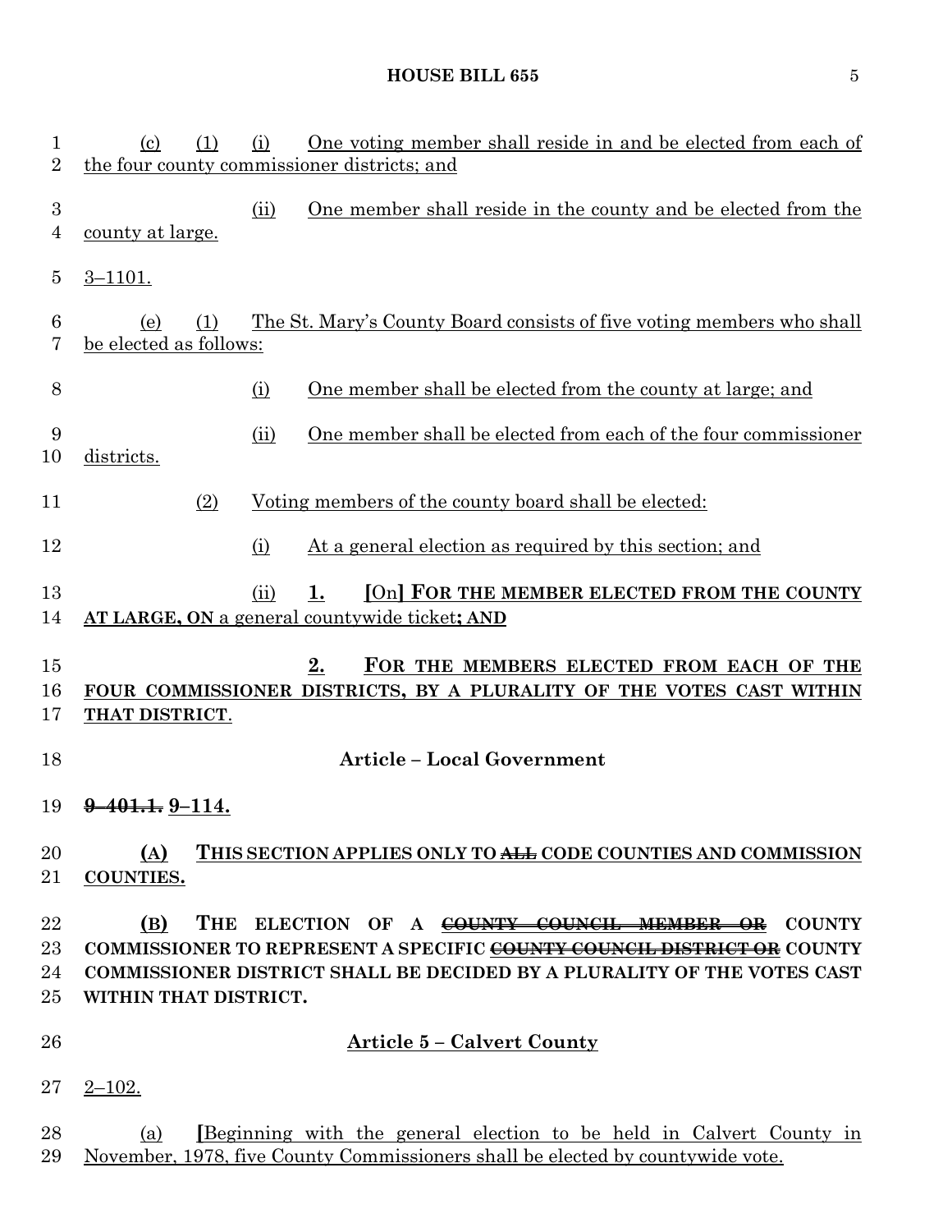(c) (1) (i) One voting member shall reside in and be elected from each of the four county commissioner districts; and

(ii) One member shall reside in the county and be elected from the county at large.

3–1101.

(e) (1) The St. Mary's County Board consists of five voting members who shall be elected as follows:

(i) One member shall be elected from the county at large; and

(ii) One member shall be elected from each of the four commissioner districts.

(2) Voting members of the county board shall be elected:

(i) At a general election as required by this section; and

(ii) **1.** [On] **FOR THE MEMBER ELECTED FROM THE COUNTY AT LARGE, ON** a general countywide ticket**; AND**

**2. FOR THE MEMBERS ELECTED FROM EACH OF THE FOUR COMMISSIONER DISTRICTS, BY A PLURALITY OF THE VOTES CAST WITHIN THAT DISTRICT**.

## Article – Local Government

~~**9–401.1.**~~ **9–114.**

**(A) THIS SECTION APPLIES ONLY TO ~~ALL~~ CODE COUNTIES AND COMMISSION COUNTIES.**

**(B) THE ELECTION OF A ~~COUNTY COUNCIL MEMBER OR~~ COUNTY COMMISSIONER TO REPRESENT A SPECIFIC ~~COUNTY COUNCIL DISTRICT OR~~ COUNTY COMMISSIONER DISTRICT SHALL BE DECIDED BY A PLURALITY OF THE VOTES CAST WITHIN THAT DISTRICT.**

## Article 5 – Calvert County

2–102.

(a) [Beginning with the general election to be held in Calvert County in November, 1978, five County Commissioners shall be elected by countywide vote.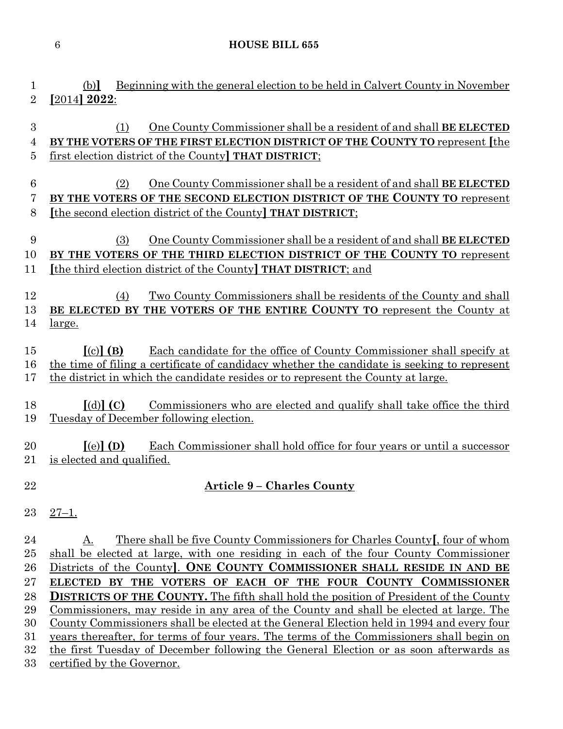(b)] Beginning with the general election to be held in Calvert County in November [2014] **2022**:

(1) One County Commissioner shall be a resident of and shall **BE ELECTED BY THE VOTERS OF THE FIRST ELECTION DISTRICT OF THE COUNTY TO** represent [the first election district of the County] **THAT DISTRICT**;

(2) One County Commissioner shall be a resident of and shall **BE ELECTED BY THE VOTERS OF THE SECOND ELECTION DISTRICT OF THE COUNTY TO** represent [the second election district of the County] **THAT DISTRICT**;

(3) One County Commissioner shall be a resident of and shall **BE ELECTED BY THE VOTERS OF THE THIRD ELECTION DISTRICT OF THE COUNTY TO** represent [the third election district of the County] **THAT DISTRICT**; and

(4) Two County Commissioners shall be residents of the County and shall **BE ELECTED BY THE VOTERS OF THE ENTIRE COUNTY TO** represent the County at large.

**[**(c)**] (B)** Each candidate for the office of County Commissioner shall specify at the time of filing a certificate of candidacy whether the candidate is seeking to represent the district in which the candidate resides or to represent the County at large.

**[**(d)**] (C)** Commissioners who are elected and qualify shall take office the third Tuesday of December following election.

**[**(e)**] (D)** Each Commissioner shall hold office for four years or until a successor is elected and qualified.

## Article 9 – Charles County

27–1.

A. There shall be five County Commissioners for Charles County[, four of whom shall be elected at large, with one residing in each of the four County Commissioner Districts of the County]. **ONE COUNTY COMMISSIONER SHALL RESIDE IN AND BE ELECTED BY THE VOTERS OF EACH OF THE FOUR COUNTY COMMISSIONER DISTRICTS OF THE COUNTY.** The fifth shall hold the position of President of the County Commissioners, may reside in any area of the County and shall be elected at large. The County Commissioners shall be elected at the General Election held in 1994 and every four years thereafter, for terms of four years. The terms of the Commissioners shall begin on the first Tuesday of December following the General Election or as soon afterwards as certified by the Governor.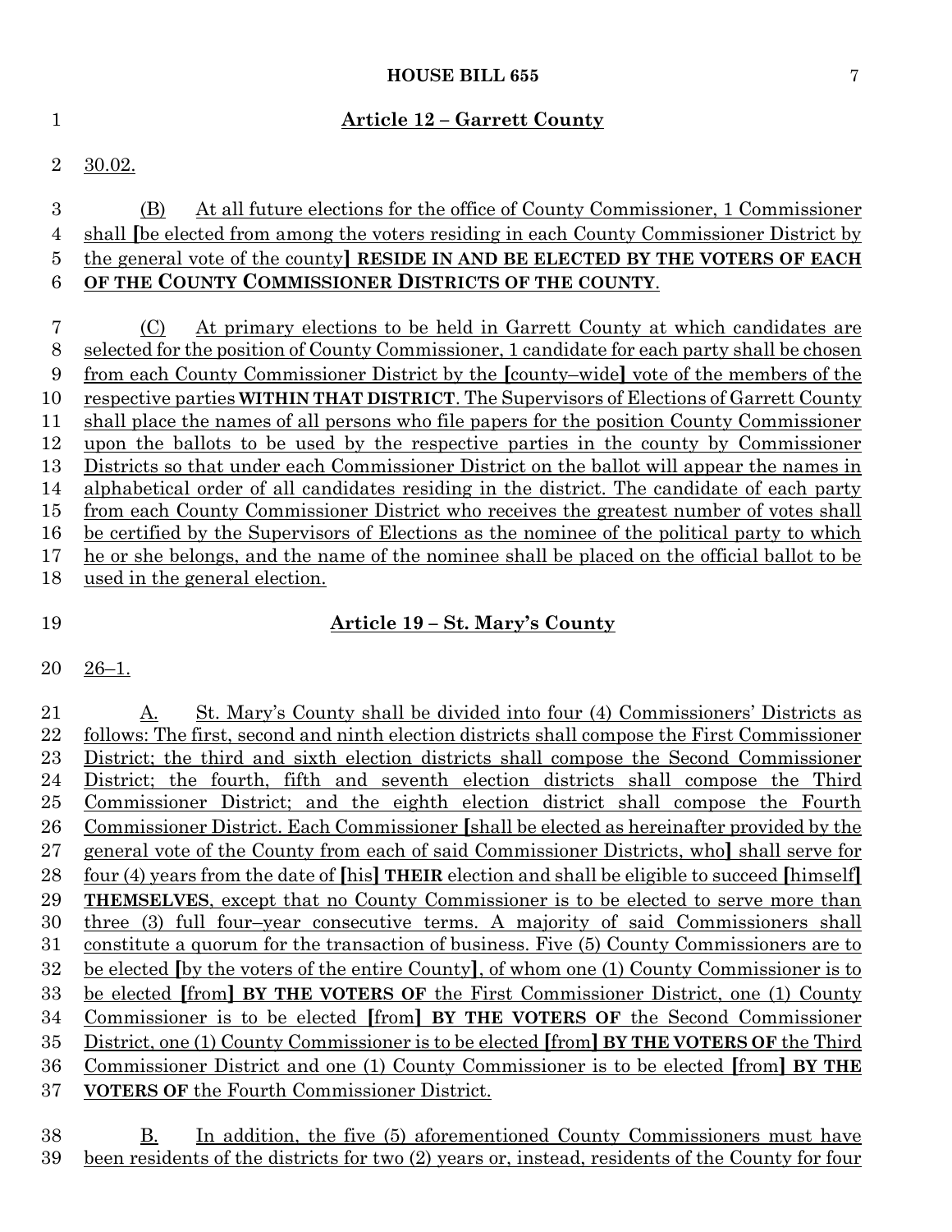## Article 12 – Garrett County

30.02.

(B) At all future elections for the office of County Commissioner, 1 Commissioner shall [be elected from among the voters residing in each County Commissioner District by the general vote of the county] **RESIDE IN AND BE ELECTED BY THE VOTERS OF EACH OF THE COUNTY COMMISSIONER DISTRICTS OF THE COUNTY**.

(C) At primary elections to be held in Garrett County at which candidates are selected for the position of County Commissioner, 1 candidate for each party shall be chosen from each County Commissioner District by the [county–wide] vote of the members of the respective parties **WITHIN THAT DISTRICT**. The Supervisors of Elections of Garrett County shall place the names of all persons who file papers for the position County Commissioner upon the ballots to be used by the respective parties in the county by Commissioner Districts so that under each Commissioner District on the ballot will appear the names in alphabetical order of all candidates residing in the district. The candidate of each party from each County Commissioner District who receives the greatest number of votes shall be certified by the Supervisors of Elections as the nominee of the political party to which he or she belongs, and the name of the nominee shall be placed on the official ballot to be used in the general election.

## Article 19 – St. Mary's County

26–1.

A. St. Mary's County shall be divided into four (4) Commissioners' Districts as follows: The first, second and ninth election districts shall compose the First Commissioner District; the third and sixth election districts shall compose the Second Commissioner District; the fourth, fifth and seventh election districts shall compose the Third Commissioner District; and the eighth election district shall compose the Fourth Commissioner District. Each Commissioner [shall be elected as hereinafter provided by the general vote of the County from each of said Commissioner Districts, who] shall serve for four (4) years from the date of [his] **THEIR** election and shall be eligible to succeed [himself] **THEMSELVES**, except that no County Commissioner is to be elected to serve more than three (3) full four–year consecutive terms. A majority of said Commissioners shall constitute a quorum for the transaction of business. Five (5) County Commissioners are to be elected [by the voters of the entire County], of whom one (1) County Commissioner is to be elected [from] **BY THE VOTERS OF** the First Commissioner District, one (1) County Commissioner is to be elected [from] **BY THE VOTERS OF** the Second Commissioner District, one (1) County Commissioner is to be elected [from] **BY THE VOTERS OF** the Third Commissioner District and one (1) County Commissioner is to be elected [from] **BY THE VOTERS OF** the Fourth Commissioner District.

B. In addition, the five (5) aforementioned County Commissioners must have been residents of the districts for two (2) years or, instead, residents of the County for four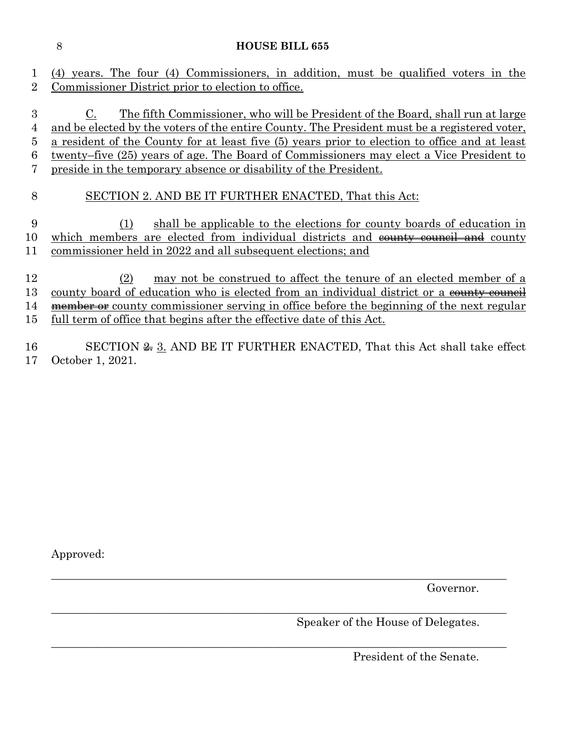(4) years. The four (4) Commissioners, in addition, must be qualified voters in the Commissioner District prior to election to office.

C. The fifth Commissioner, who will be President of the Board, shall run at large and be elected by the voters of the entire County. The President must be a registered voter, a resident of the County for at least five (5) years prior to election to office and at least twenty–five (25) years of age. The Board of Commissioners may elect a Vice President to preside in the temporary absence or disability of the President.

SECTION 2. AND BE IT FURTHER ENACTED, That this Act:

(1) shall be applicable to the elections for county boards of education in which members are elected from individual districts and ~~county council and~~ county commissioner held in 2022 and all subsequent elections; and

(2) may not be construed to affect the tenure of an elected member of a county board of education who is elected from an individual district or a ~~county council member or~~ county commissioner serving in office before the beginning of the next regular full term of office that begins after the effective date of this Act.

SECTION ~~2.~~ 3. AND BE IT FURTHER ENACTED, That this Act shall take effect October 1, 2021.

Approved:

\_\_\_\_\_\_\_\_\_\_\_\_\_\_\_\_\_\_\_\_\_\_\_\_\_\_\_\_\_\_\_\_\_\_\_\_\_\_\_\_\_\_\_\_\_\_\_\_\_\_\_\_\_\_\_\_\_\_\_\_\_\_

Governor.

\_\_\_\_\_\_\_\_\_\_\_\_\_\_\_\_\_\_\_\_\_\_\_\_\_\_\_\_\_\_\_\_\_\_\_\_\_\_\_\_\_\_\_\_\_\_\_\_\_\_\_\_\_\_\_\_\_\_\_\_\_\_

Speaker of the House of Delegates.

\_\_\_\_\_\_\_\_\_\_\_\_\_\_\_\_\_\_\_\_\_\_\_\_\_\_\_\_\_\_\_\_\_\_\_\_\_\_\_\_\_\_\_\_\_\_\_\_\_\_\_\_\_\_\_\_\_\_\_\_\_\_

President of the Senate.